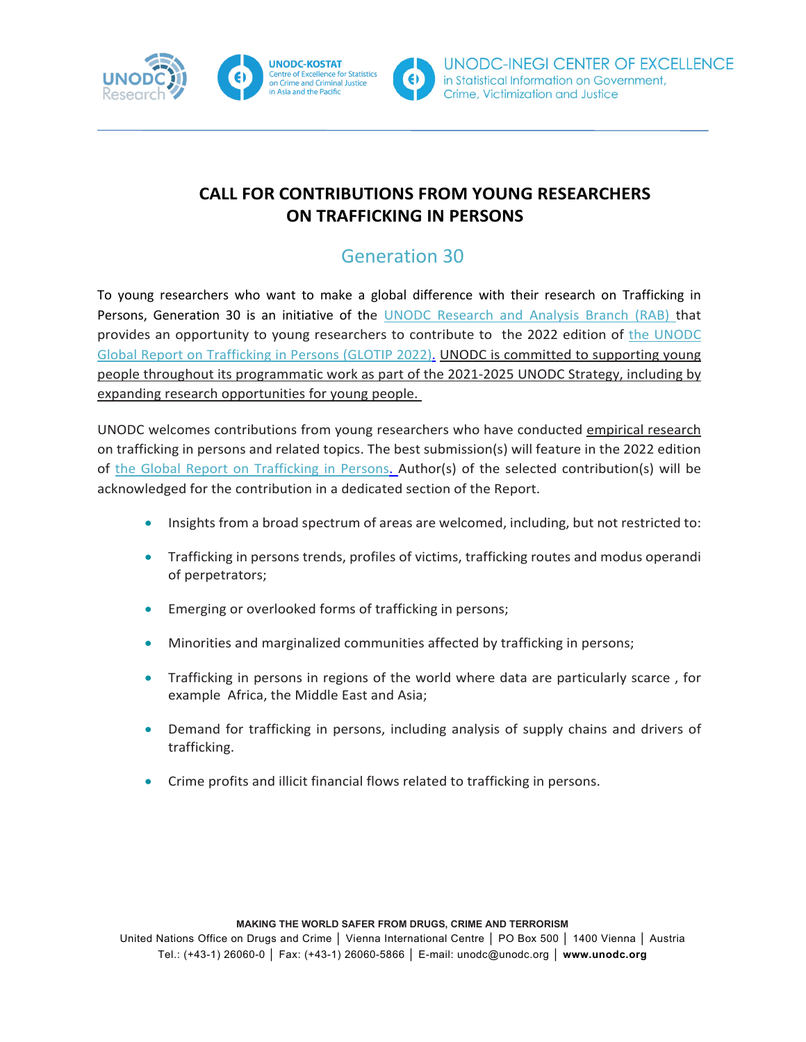# CALL FOR CONTRIBUTIONS FROM YOUNG RESEARCHERS ON TRAFFICKING IN PERSONS

## Generation 30

To young researchers who want to make a global difference with their research on Trafficking in Persons, Generation 30 is an initiative of the UNODC Research and Analysis Branch (RAB) that provides an opportunity to young researchers to contribute to the 2022 edition of the UNODC Global Report on Trafficking in Persons (GLOTIP 2022). UNODC is committed to supporting young people throughout its programmatic work as part of the 2021-2025 UNODC Strategy, including by expanding research opportunities for young people.

UNODC welcomes contributions from young researchers who have conducted empirical research on trafficking in persons and related topics. The best submission(s) will feature in the 2022 edition of the Global Report on Trafficking in Persons. Author(s) of the selected contribution(s) will be acknowledged for the contribution in a dedicated section of the Report.

- Insights from a broad spectrum of areas are welcomed, including, but not restricted to:
- Trafficking in persons trends, profiles of victims, trafficking routes and modus operandi of perpetrators;
- Emerging or overlooked forms of trafficking in persons;
- Minorities and marginalized communities affected by trafficking in persons;
- Trafficking in persons in regions of the world where data are particularly scarce , for example Africa, the Middle East and Asia;
- Demand for trafficking in persons, including analysis of supply chains and drivers of trafficking.
- Crime profits and illicit financial flows related to trafficking in persons.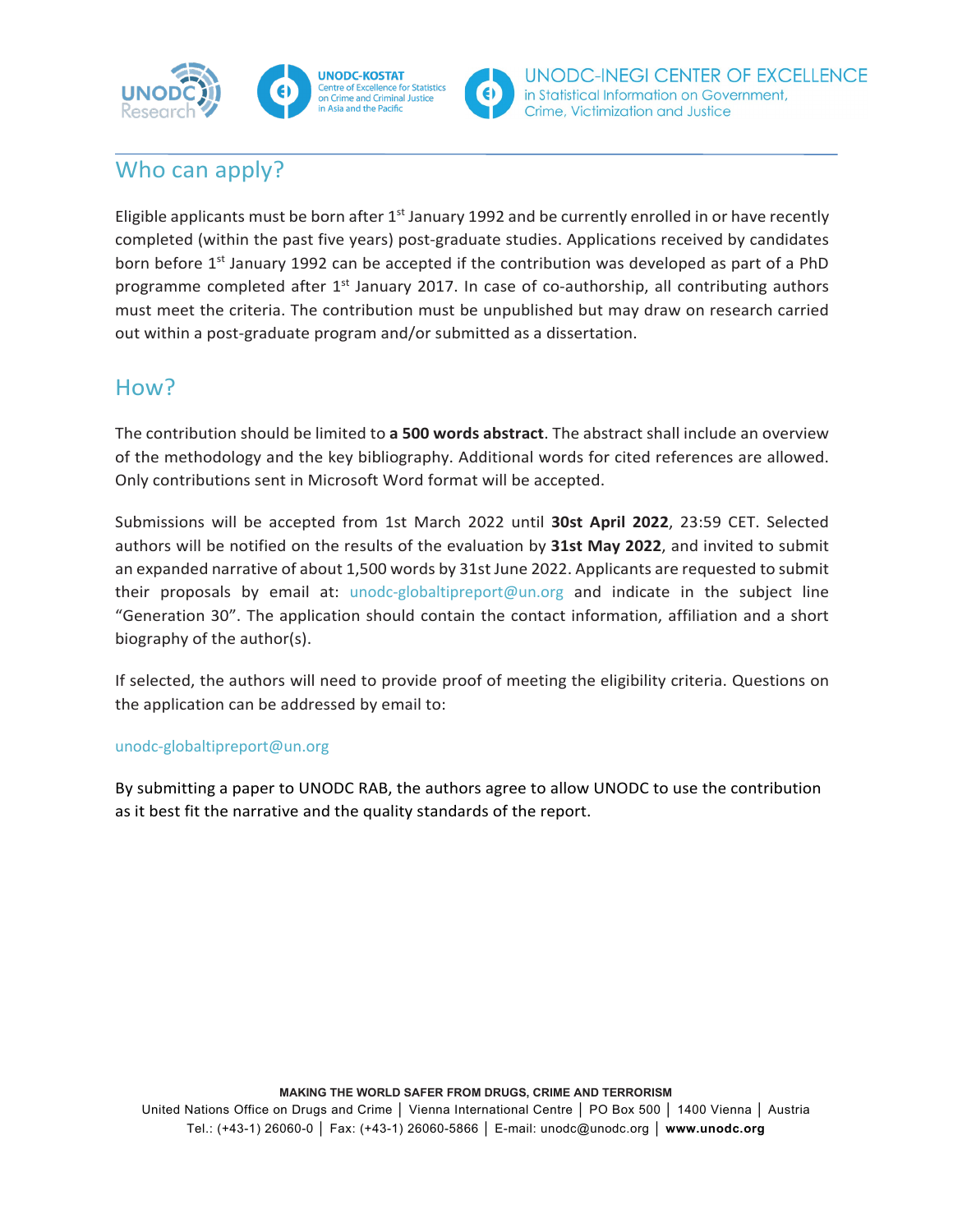## Who can apply?

Eligible applicants must be born after 1st January 1992 and be currently enrolled in or have recently completed (within the past five years) post-graduate studies. Applications received by candidates born before 1st January 1992 can be accepted if the contribution was developed as part of a PhD programme completed after 1st January 2017. In case of co-authorship, all contributing authors must meet the criteria. The contribution must be unpublished but may draw on research carried out within a post-graduate program and/or submitted as a dissertation.

## How?

The contribution should be limited to **a 500 words abstract**. The abstract shall include an overview of the methodology and the key bibliography. Additional words for cited references are allowed. Only contributions sent in Microsoft Word format will be accepted.

Submissions will be accepted from 1st March 2022 until **30st April 2022**, 23:59 CET. Selected authors will be notified on the results of the evaluation by **31st May 2022**, and invited to submit an expanded narrative of about 1,500 words by 31st June 2022. Applicants are requested to submit their proposals by email at: unodc-globaltipreport@un.org and indicate in the subject line "Generation 30". The application should contain the contact information, affiliation and a short biography of the author(s).

If selected, the authors will need to provide proof of meeting the eligibility criteria. Questions on the application can be addressed by email to:

unodc-globaltipreport@un.org

By submitting a paper to UNODC RAB, the authors agree to allow UNODC to use the contribution as it best fit the narrative and the quality standards of the report.